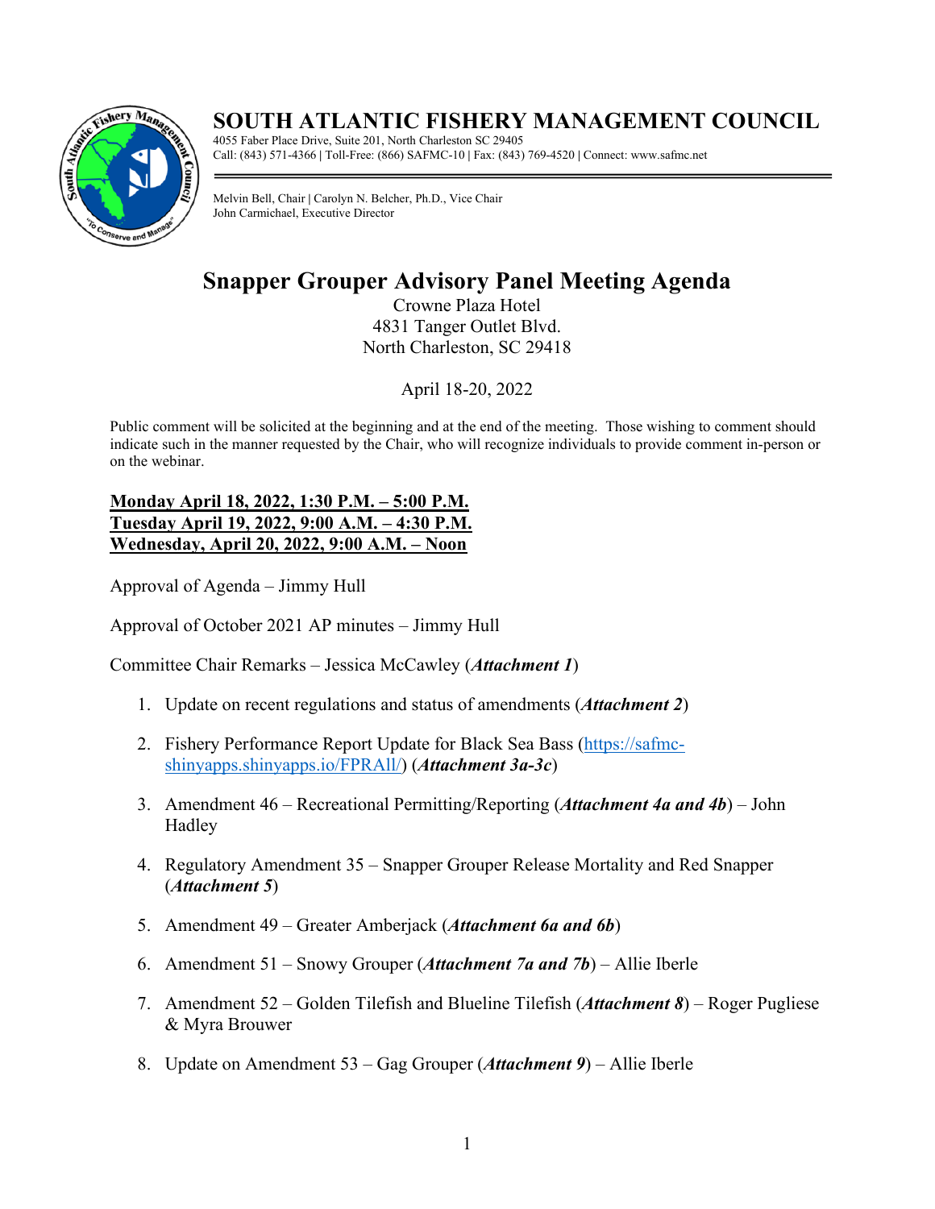# SOUTH ATLANTIC FISHERY MANAGEMENT COUNCIL

4055 Faber Place Drive, Suite 201, North Charleston SC 29405
Call: (843) 571-4366 | Toll-Free: (866) SAFMC-10 | Fax: (843) 769-4520 | Connect: www.safmc.net

Melvin Bell, Chair | Carolyn N. Belcher, Ph.D., Vice Chair
John Carmichael, Executive Director

## Snapper Grouper Advisory Panel Meeting Agenda

Crowne Plaza Hotel
4831 Tanger Outlet Blvd.
North Charleston, SC 29418

April 18-20, 2022

Public comment will be solicited at the beginning and at the end of the meeting. Those wishing to comment should indicate such in the manner requested by the Chair, who will recognize individuals to provide comment in-person or on the webinar.

**Monday April 18, 2022, 1:30 P.M. – 5:00 P.M.**
**Tuesday April 19, 2022, 9:00 A.M. – 4:30 P.M.**
**Wednesday, April 20, 2022, 9:00 A.M. – Noon**

Approval of Agenda – Jimmy Hull

Approval of October 2021 AP minutes – Jimmy Hull

Committee Chair Remarks – Jessica McCawley (***Attachment 1***)

1. Update on recent regulations and status of amendments (***Attachment 2***)
2. Fishery Performance Report Update for Black Sea Bass (https://safmc-shinyapps.shinyapps.io/FPRAll/) (***Attachment 3a-3c***)
3. Amendment 46 – Recreational Permitting/Reporting (***Attachment 4a and 4b***) – John Hadley
4. Regulatory Amendment 35 – Snapper Grouper Release Mortality and Red Snapper (***Attachment 5***)
5. Amendment 49 – Greater Amberjack (***Attachment 6a and 6b***)
6. Amendment 51 – Snowy Grouper (***Attachment 7a and 7b***) – Allie Iberle
7. Amendment 52 – Golden Tilefish and Blueline Tilefish (***Attachment 8***) – Roger Pugliese & Myra Brouwer
8. Update on Amendment 53 – Gag Grouper (***Attachment 9***) – Allie Iberle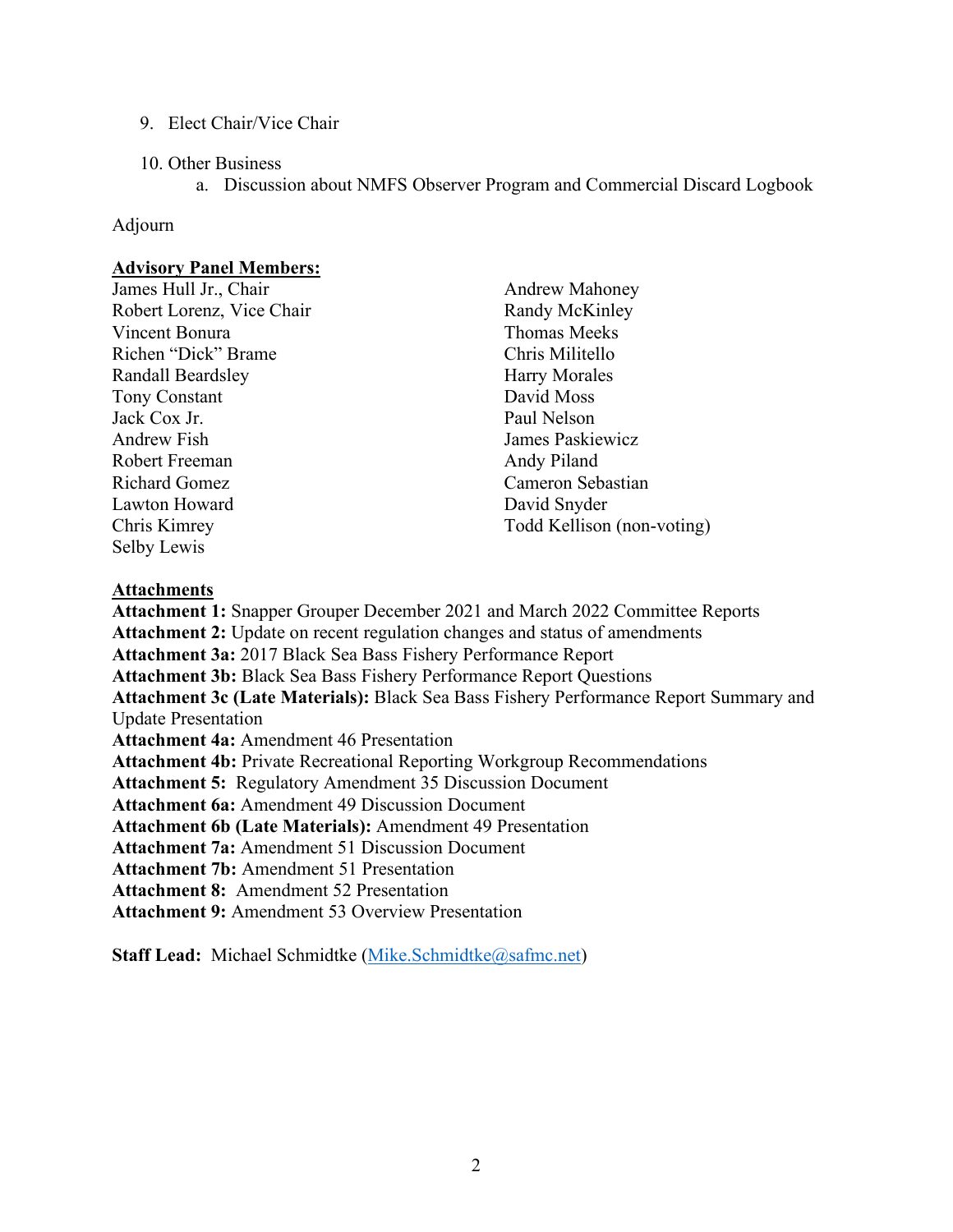9. Elect Chair/Vice Chair

10. Other Business
    a. Discussion about NMFS Observer Program and Commercial Discard Logbook

Adjourn

**Advisory Panel Members:**

James Hull Jr., Chair
Robert Lorenz, Vice Chair
Vincent Bonura
Richen "Dick" Brame
Randall Beardsley
Tony Constant
Jack Cox Jr.
Andrew Fish
Robert Freeman
Richard Gomez
Lawton Howard
Chris Kimrey
Selby Lewis
Andrew Mahoney
Randy McKinley
Thomas Meeks
Chris Militello
Harry Morales
David Moss
Paul Nelson
James Paskiewicz
Andy Piland
Cameron Sebastian
David Snyder
Todd Kellison (non-voting)

**Attachments**

**Attachment 1:** Snapper Grouper December 2021 and March 2022 Committee Reports
**Attachment 2:** Update on recent regulation changes and status of amendments
**Attachment 3a:** 2017 Black Sea Bass Fishery Performance Report
**Attachment 3b:** Black Sea Bass Fishery Performance Report Questions
**Attachment 3c (Late Materials):** Black Sea Bass Fishery Performance Report Summary and Update Presentation
**Attachment 4a:** Amendment 46 Presentation
**Attachment 4b:** Private Recreational Reporting Workgroup Recommendations
**Attachment 5:** Regulatory Amendment 35 Discussion Document
**Attachment 6a:** Amendment 49 Discussion Document
**Attachment 6b (Late Materials):** Amendment 49 Presentation
**Attachment 7a:** Amendment 51 Discussion Document
**Attachment 7b:** Amendment 51 Presentation
**Attachment 8:** Amendment 52 Presentation
**Attachment 9:** Amendment 53 Overview Presentation

**Staff Lead:** Michael Schmidtke (Mike.Schmidtke@safmc.net)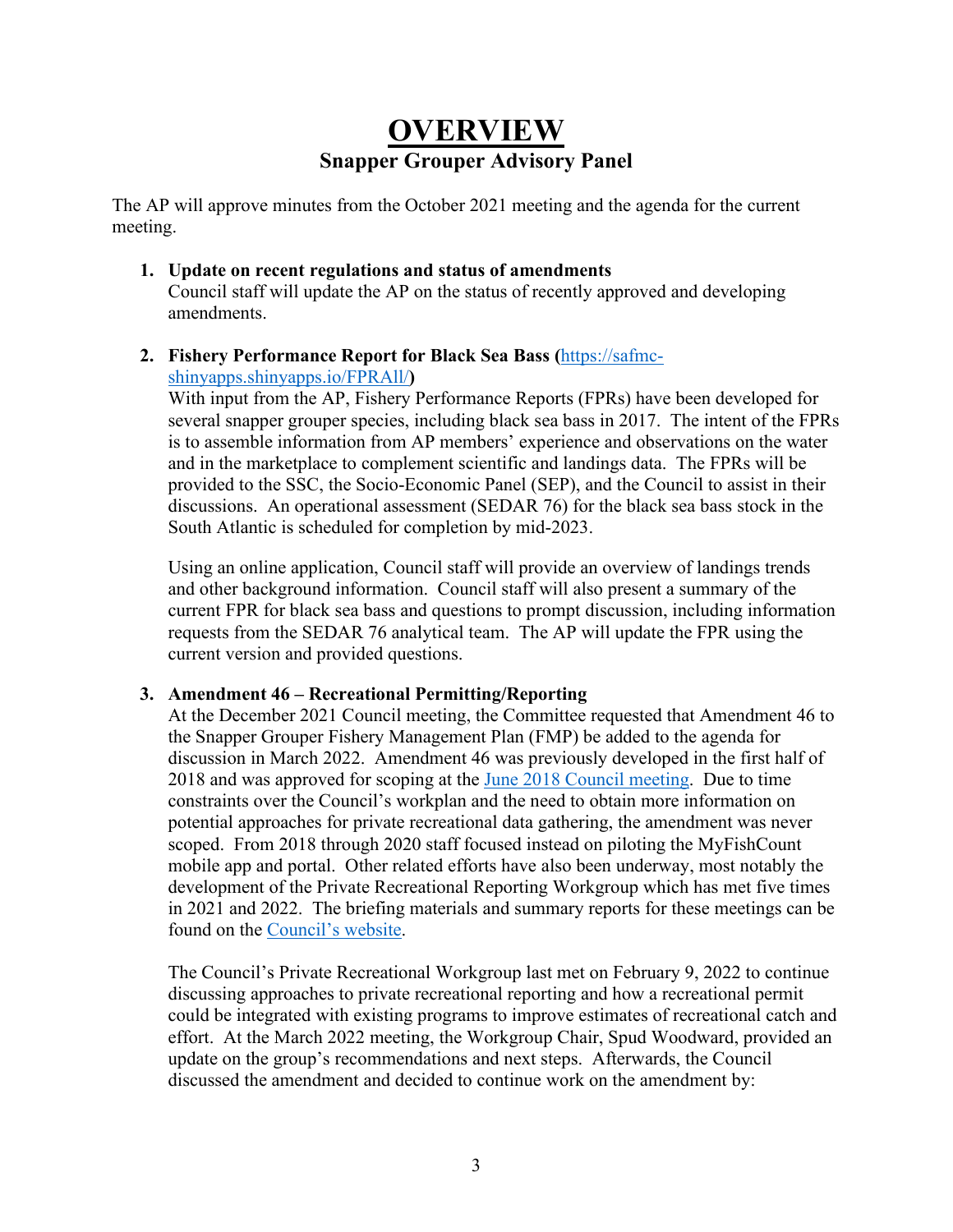# OVERVIEW

## Snapper Grouper Advisory Panel

The AP will approve minutes from the October 2021 meeting and the agenda for the current meeting.

1. **Update on recent regulations and status of amendments**
   Council staff will update the AP on the status of recently approved and developing amendments.

2. **Fishery Performance Report for Black Sea Bass (**[https://safmc-shinyapps.shinyapps.io/FPRAll/](https://safmc-shinyapps.shinyapps.io/FPRAll/)**)**
   With input from the AP, Fishery Performance Reports (FPRs) have been developed for several snapper grouper species, including black sea bass in 2017. The intent of the FPRs is to assemble information from AP members' experience and observations on the water and in the marketplace to complement scientific and landings data. The FPRs will be provided to the SSC, the Socio-Economic Panel (SEP), and the Council to assist in their discussions. An operational assessment (SEDAR 76) for the black sea bass stock in the South Atlantic is scheduled for completion by mid-2023.

   Using an online application, Council staff will provide an overview of landings trends and other background information. Council staff will also present a summary of the current FPR for black sea bass and questions to prompt discussion, including information requests from the SEDAR 76 analytical team. The AP will update the FPR using the current version and provided questions.

3. **Amendment 46 – Recreational Permitting/Reporting**
   At the December 2021 Council meeting, the Committee requested that Amendment 46 to the Snapper Grouper Fishery Management Plan (FMP) be added to the agenda for discussion in March 2022. Amendment 46 was previously developed in the first half of 2018 and was approved for scoping at the June 2018 Council meeting. Due to time constraints over the Council's workplan and the need to obtain more information on potential approaches for private recreational data gathering, the amendment was never scoped. From 2018 through 2020 staff focused instead on piloting the MyFishCount mobile app and portal. Other related efforts have also been underway, most notably the development of the Private Recreational Reporting Workgroup which has met five times in 2021 and 2022. The briefing materials and summary reports for these meetings can be found on the Council's website.

   The Council's Private Recreational Workgroup last met on February 9, 2022 to continue discussing approaches to private recreational reporting and how a recreational permit could be integrated with existing programs to improve estimates of recreational catch and effort. At the March 2022 meeting, the Workgroup Chair, Spud Woodward, provided an update on the group's recommendations and next steps. Afterwards, the Council discussed the amendment and decided to continue work on the amendment by: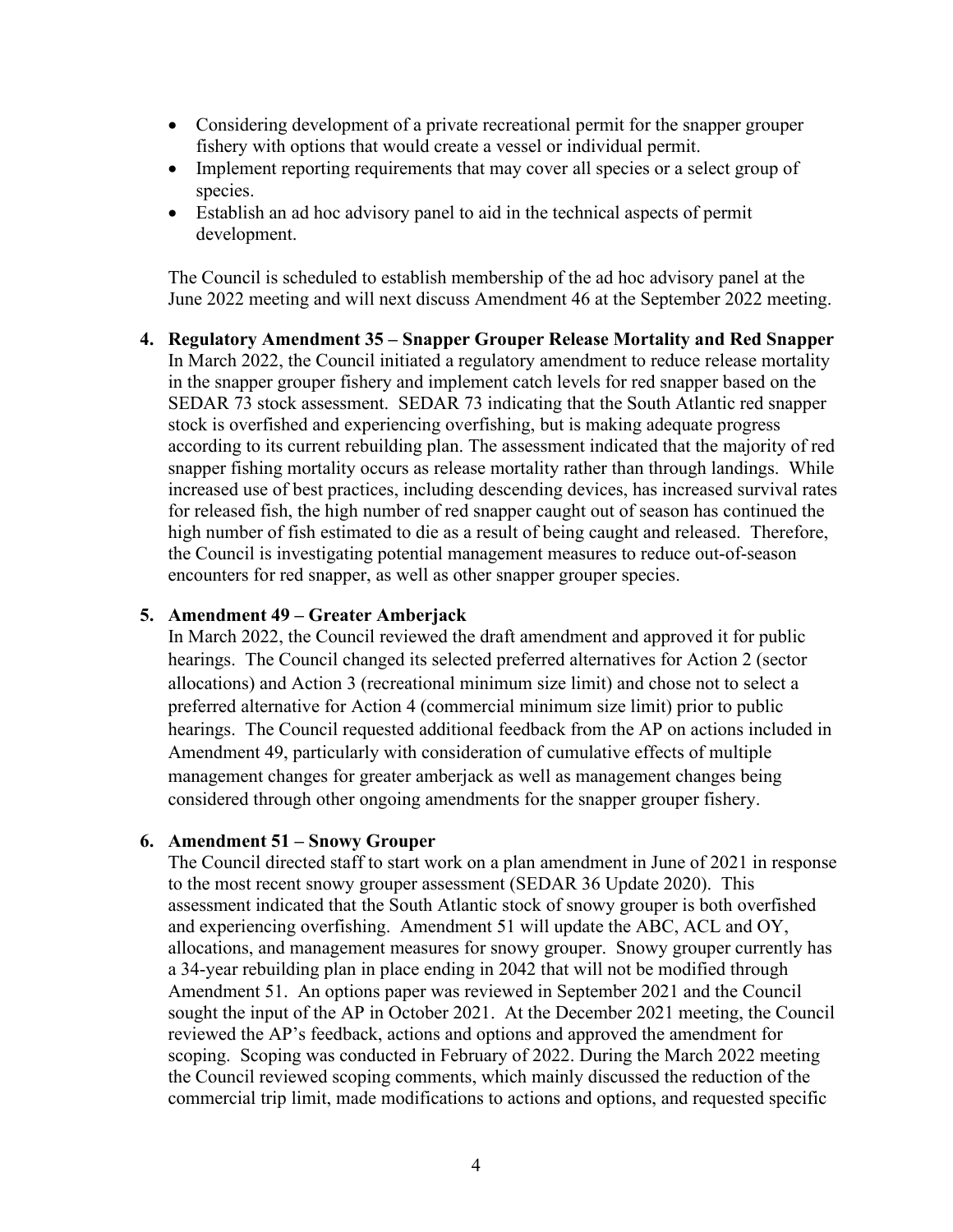- Considering development of a private recreational permit for the snapper grouper fishery with options that would create a vessel or individual permit.
- Implement reporting requirements that may cover all species or a select group of species.
- Establish an ad hoc advisory panel to aid in the technical aspects of permit development.

The Council is scheduled to establish membership of the ad hoc advisory panel at the June 2022 meeting and will next discuss Amendment 46 at the September 2022 meeting.

4. **Regulatory Amendment 35 – Snapper Grouper Release Mortality and Red Snapper**

   In March 2022, the Council initiated a regulatory amendment to reduce release mortality in the snapper grouper fishery and implement catch levels for red snapper based on the SEDAR 73 stock assessment. SEDAR 73 indicating that the South Atlantic red snapper stock is overfished and experiencing overfishing, but is making adequate progress according to its current rebuilding plan. The assessment indicated that the majority of red snapper fishing mortality occurs as release mortality rather than through landings. While increased use of best practices, including descending devices, has increased survival rates for released fish, the high number of red snapper caught out of season has continued the high number of fish estimated to die as a result of being caught and released. Therefore, the Council is investigating potential management measures to reduce out-of-season encounters for red snapper, as well as other snapper grouper species.

5. **Amendment 49 – Greater Amberjack**

   In March 2022, the Council reviewed the draft amendment and approved it for public hearings. The Council changed its selected preferred alternatives for Action 2 (sector allocations) and Action 3 (recreational minimum size limit) and chose not to select a preferred alternative for Action 4 (commercial minimum size limit) prior to public hearings. The Council requested additional feedback from the AP on actions included in Amendment 49, particularly with consideration of cumulative effects of multiple management changes for greater amberjack as well as management changes being considered through other ongoing amendments for the snapper grouper fishery.

6. **Amendment 51 – Snowy Grouper**

   The Council directed staff to start work on a plan amendment in June of 2021 in response to the most recent snowy grouper assessment (SEDAR 36 Update 2020). This assessment indicated that the South Atlantic stock of snowy grouper is both overfished and experiencing overfishing. Amendment 51 will update the ABC, ACL and OY, allocations, and management measures for snowy grouper. Snowy grouper currently has a 34-year rebuilding plan in place ending in 2042 that will not be modified through Amendment 51. An options paper was reviewed in September 2021 and the Council sought the input of the AP in October 2021. At the December 2021 meeting, the Council reviewed the AP's feedback, actions and options and approved the amendment for scoping. Scoping was conducted in February of 2022. During the March 2022 meeting the Council reviewed scoping comments, which mainly discussed the reduction of the commercial trip limit, made modifications to actions and options, and requested specific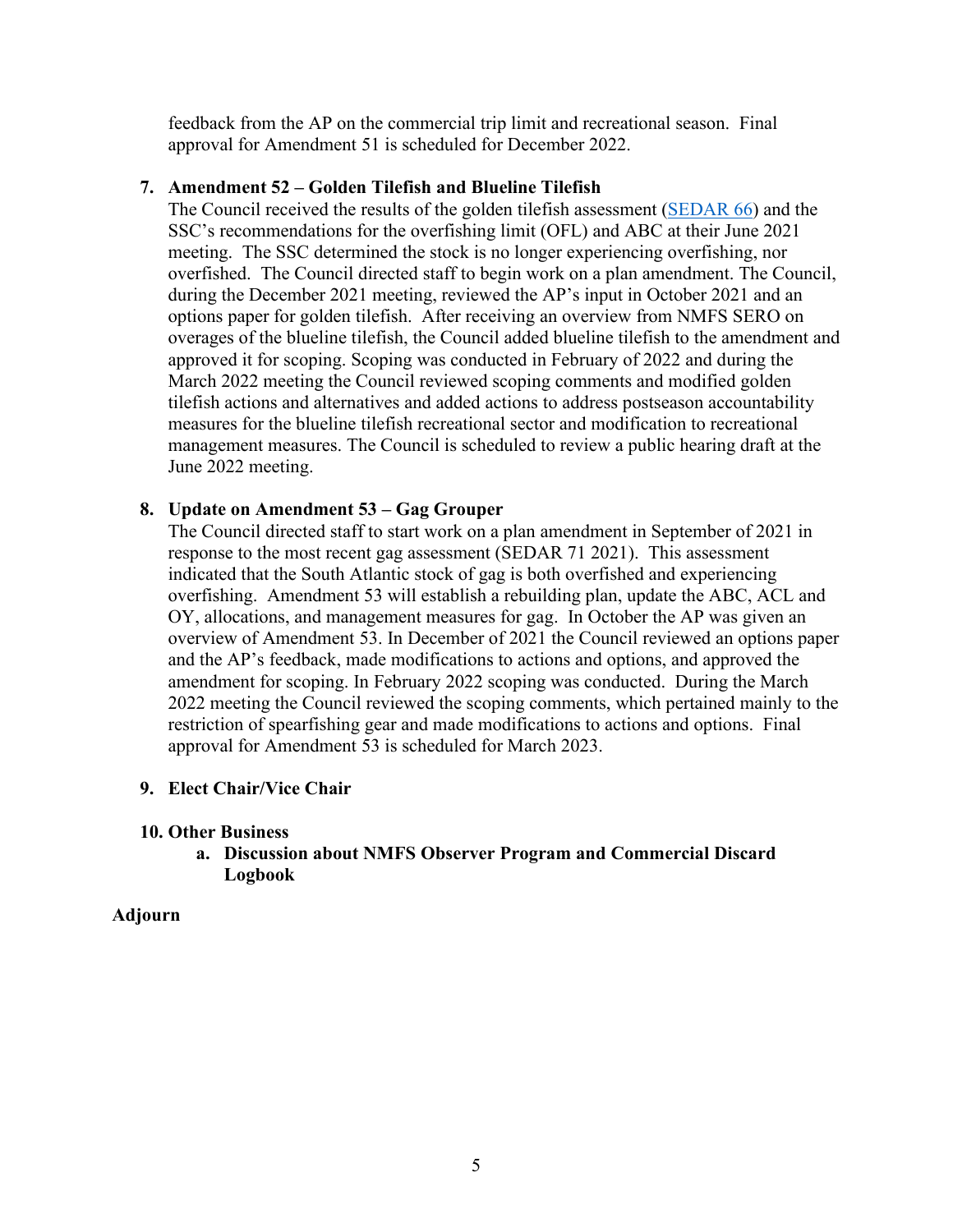feedback from the AP on the commercial trip limit and recreational season. Final approval for Amendment 51 is scheduled for December 2022.

7. **Amendment 52 – Golden Tilefish and Blueline Tilefish**

   The Council received the results of the golden tilefish assessment (SEDAR 66) and the SSC's recommendations for the overfishing limit (OFL) and ABC at their June 2021 meeting. The SSC determined the stock is no longer experiencing overfishing, nor overfished. The Council directed staff to begin work on a plan amendment. The Council, during the December 2021 meeting, reviewed the AP's input in October 2021 and an options paper for golden tilefish. After receiving an overview from NMFS SERO on overages of the blueline tilefish, the Council added blueline tilefish to the amendment and approved it for scoping. Scoping was conducted in February of 2022 and during the March 2022 meeting the Council reviewed scoping comments and modified golden tilefish actions and alternatives and added actions to address postseason accountability measures for the blueline tilefish recreational sector and modification to recreational management measures. The Council is scheduled to review a public hearing draft at the June 2022 meeting.

8. **Update on Amendment 53 – Gag Grouper**

   The Council directed staff to start work on a plan amendment in September of 2021 in response to the most recent gag assessment (SEDAR 71 2021). This assessment indicated that the South Atlantic stock of gag is both overfished and experiencing overfishing. Amendment 53 will establish a rebuilding plan, update the ABC, ACL and OY, allocations, and management measures for gag. In October the AP was given an overview of Amendment 53. In December of 2021 the Council reviewed an options paper and the AP's feedback, made modifications to actions and options, and approved the amendment for scoping. In February 2022 scoping was conducted. During the March 2022 meeting the Council reviewed the scoping comments, which pertained mainly to the restriction of spearfishing gear and made modifications to actions and options. Final approval for Amendment 53 is scheduled for March 2023.

9. **Elect Chair/Vice Chair**

10. **Other Business**
    a. **Discussion about NMFS Observer Program and Commercial Discard Logbook**

**Adjourn**